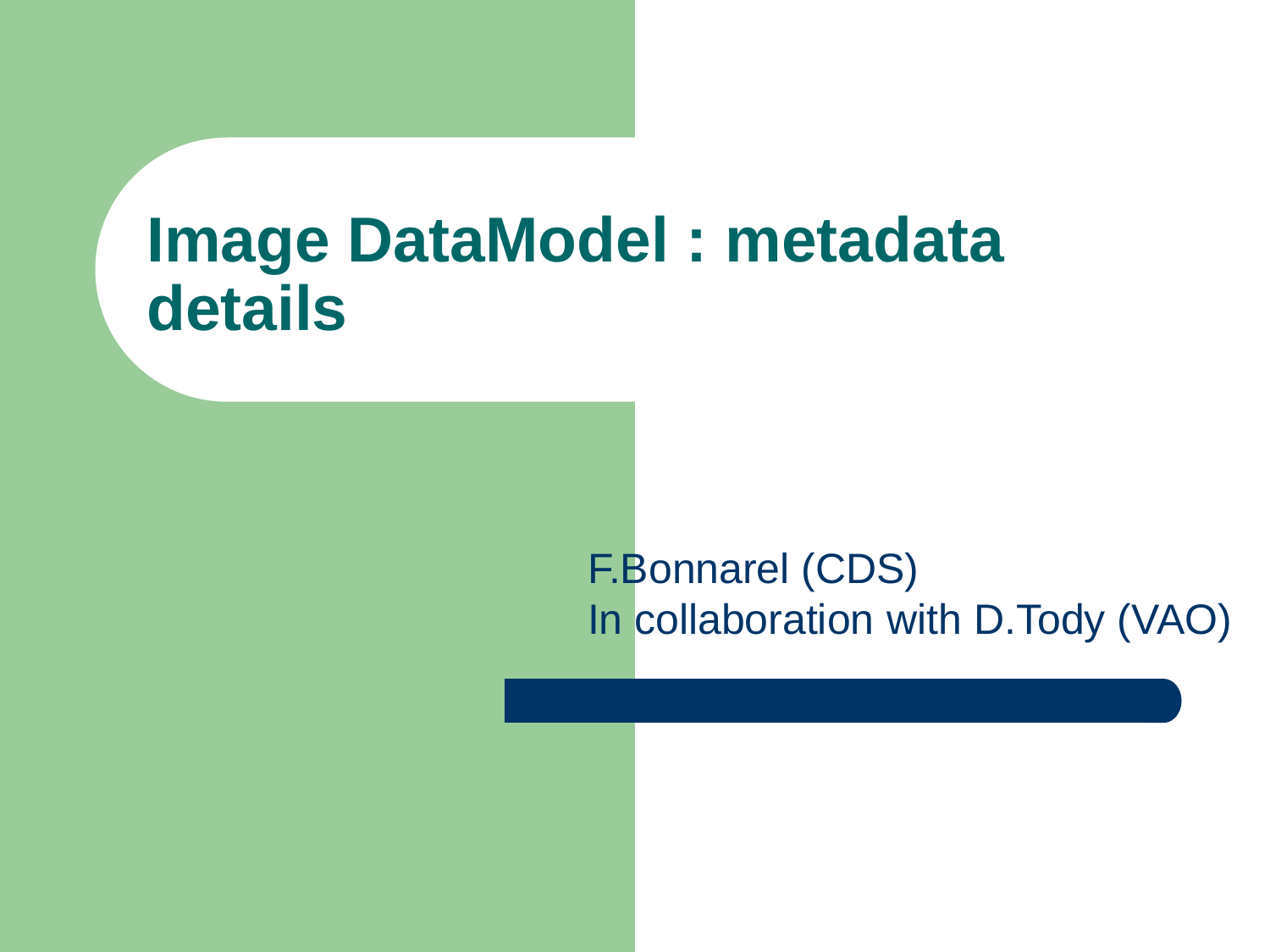# Image DataModel : metadata details

F.Bonnarel (CDS)
In collaboration with D.Tody (VAO)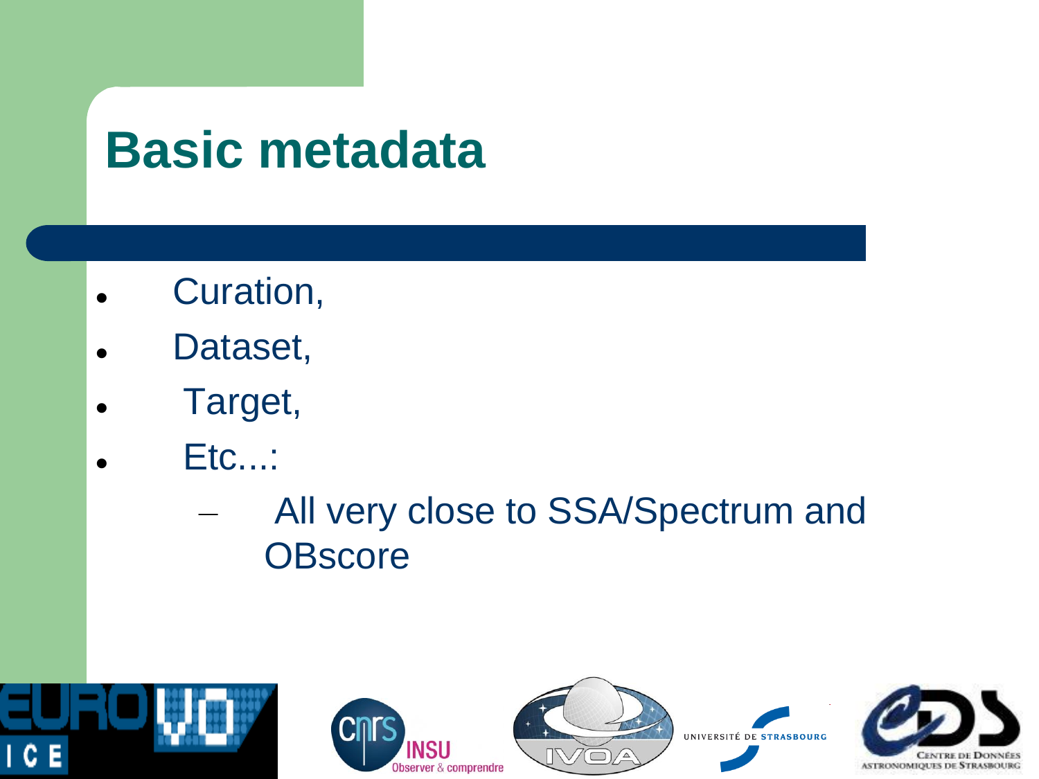# Basic metadata

- Curation,
- Dataset,
- Target,
- Etc...:
  - All very close to SSA/Spectrum and OBscore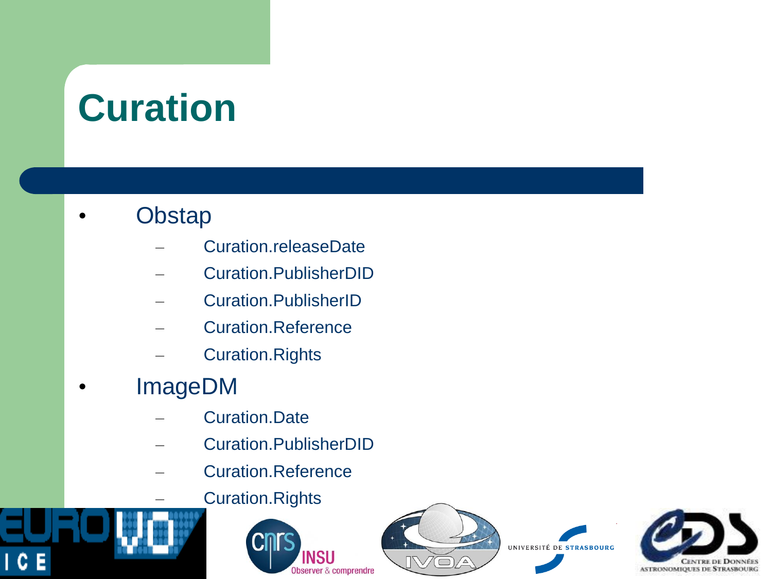# Curation

- Obstap
  - Curation.releaseDate
  - Curation.PublisherDID
  - Curation.PublisherID
  - Curation.Reference
  - Curation.Rights
- ImageDM
  - Curation.Date
  - Curation.PublisherDID
  - Curation.Reference
  - Curation.Rights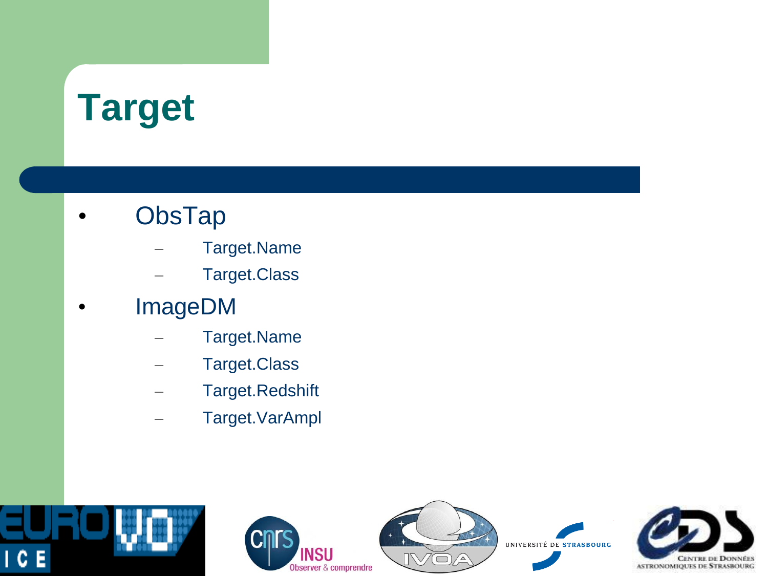# Target

- ObsTap
  - Target.Name
  - Target.Class
- ImageDM
  - Target.Name
  - Target.Class
  - Target.Redshift
  - Target.VarAmpl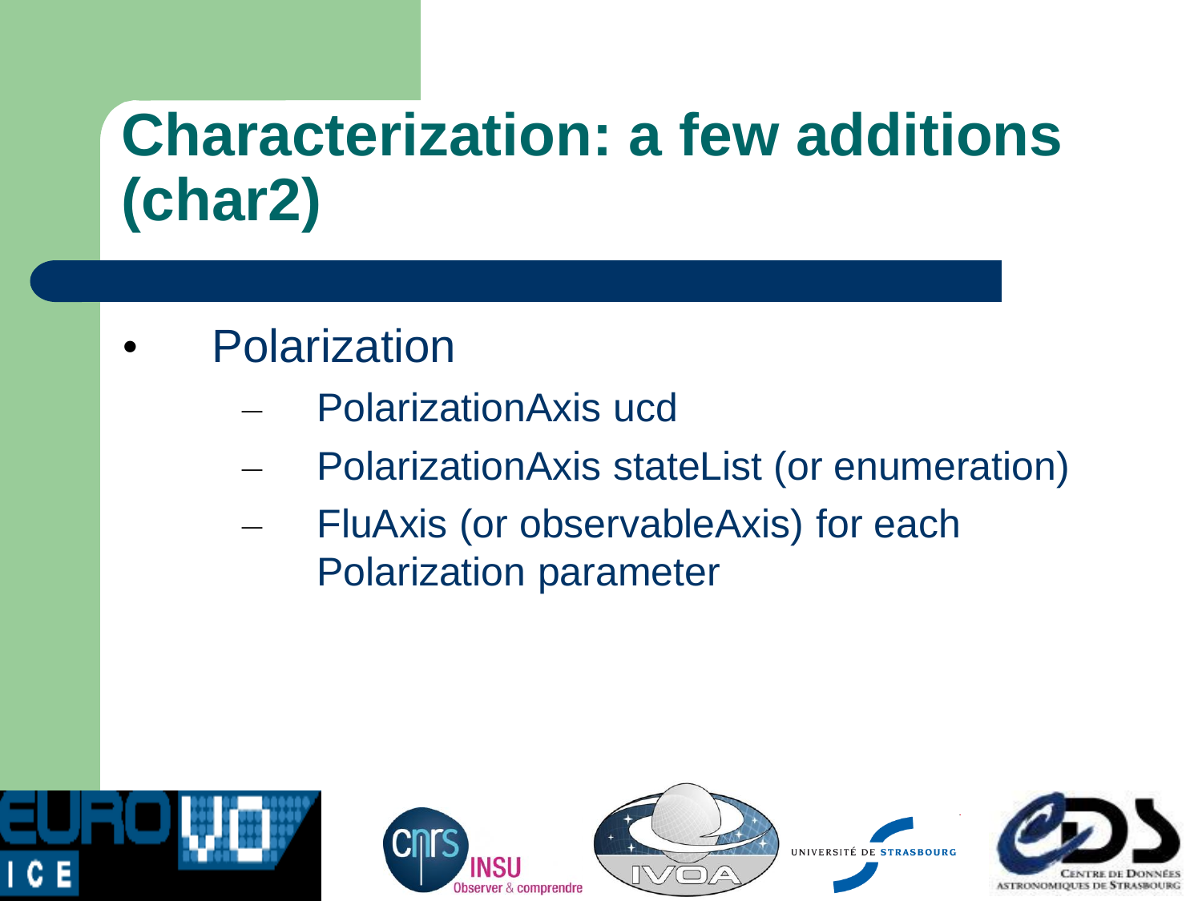# Characterization: a few additions (char2)

- Polarization
  - PolarizationAxis ucd
  - PolarizationAxis stateList (or enumeration)
  - FluAxis (or observableAxis) for each Polarization parameter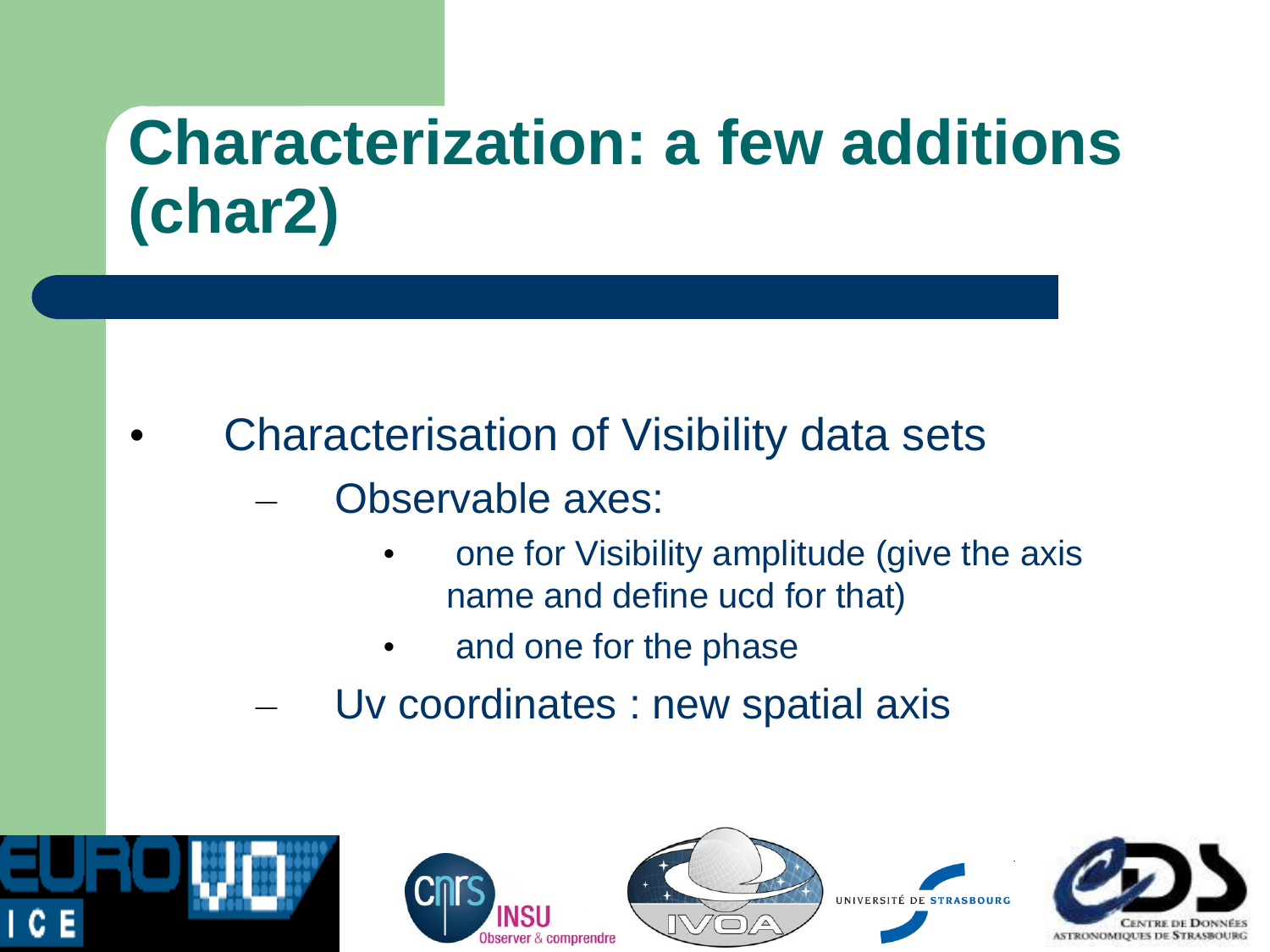# Characterization: a few additions (char2)

- Characterisation of Visibility data sets
  - Observable axes:
    - one for Visibility amplitude (give the axis name and define ucd for that)
    - and one for the phase
  - Uv coordinates : new spatial axis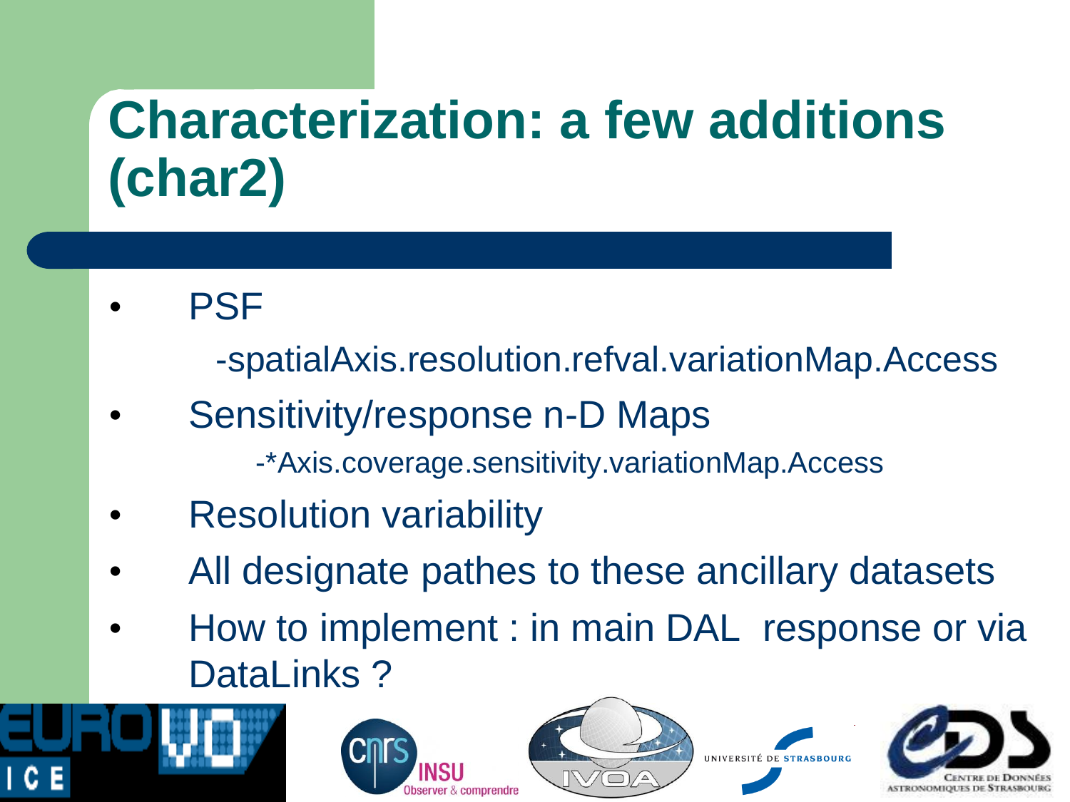# Characterization: a few additions (char2)

- PSF
  - -spatialAxis.resolution.refval.variationMap.Access
- Sensitivity/response n-D Maps
  - -*Axis.coverage.sensitivity.variationMap.Access
- Resolution variability
- All designate pathes to these ancillary datasets
- How to implement : in main DAL response or via DataLinks ?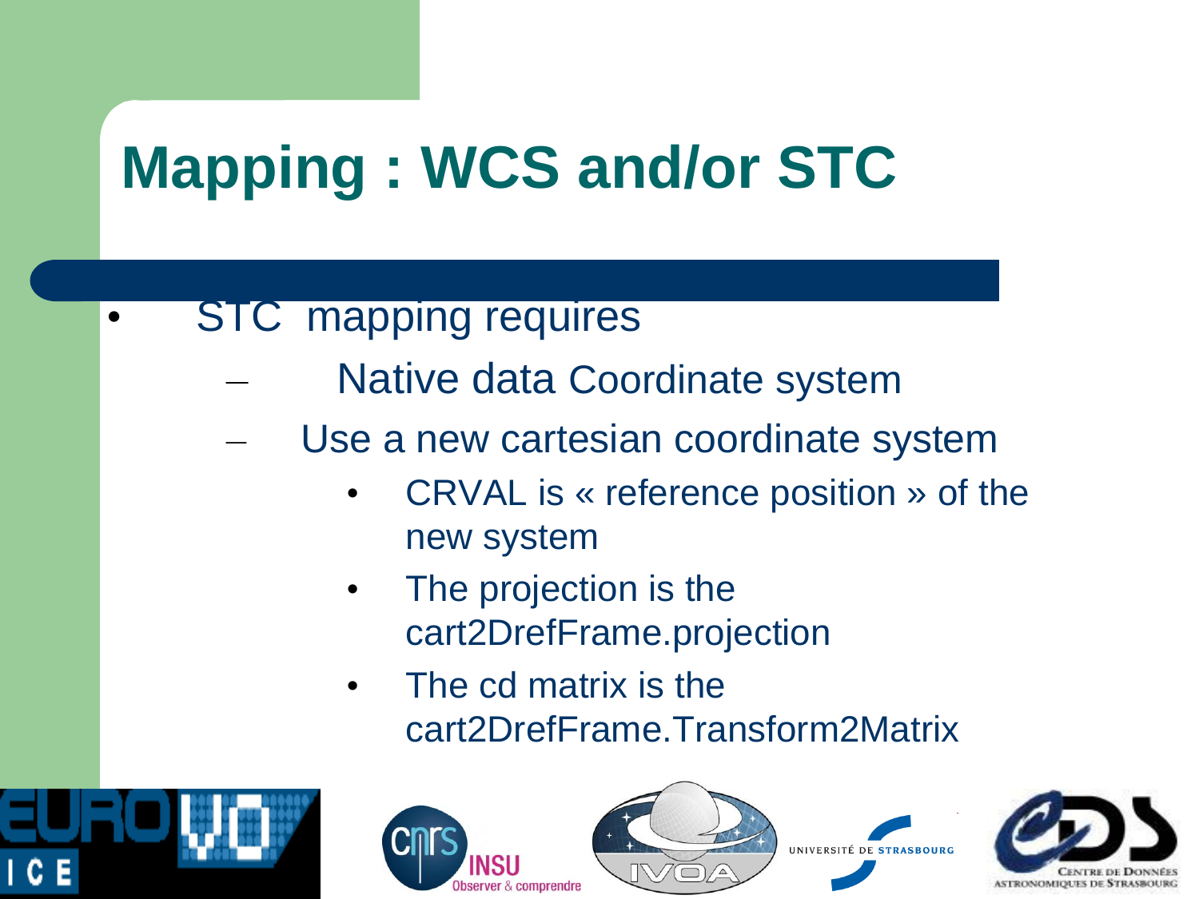# Mapping : WCS and/or STC

- STC mapping requires
  - Native data Coordinate system
  - Use a new cartesian coordinate system
    - CRVAL is « reference position » of the new system
    - The projection is the cart2DrefFrame.projection
    - The cd matrix is the cart2DrefFrame.Transform2Matrix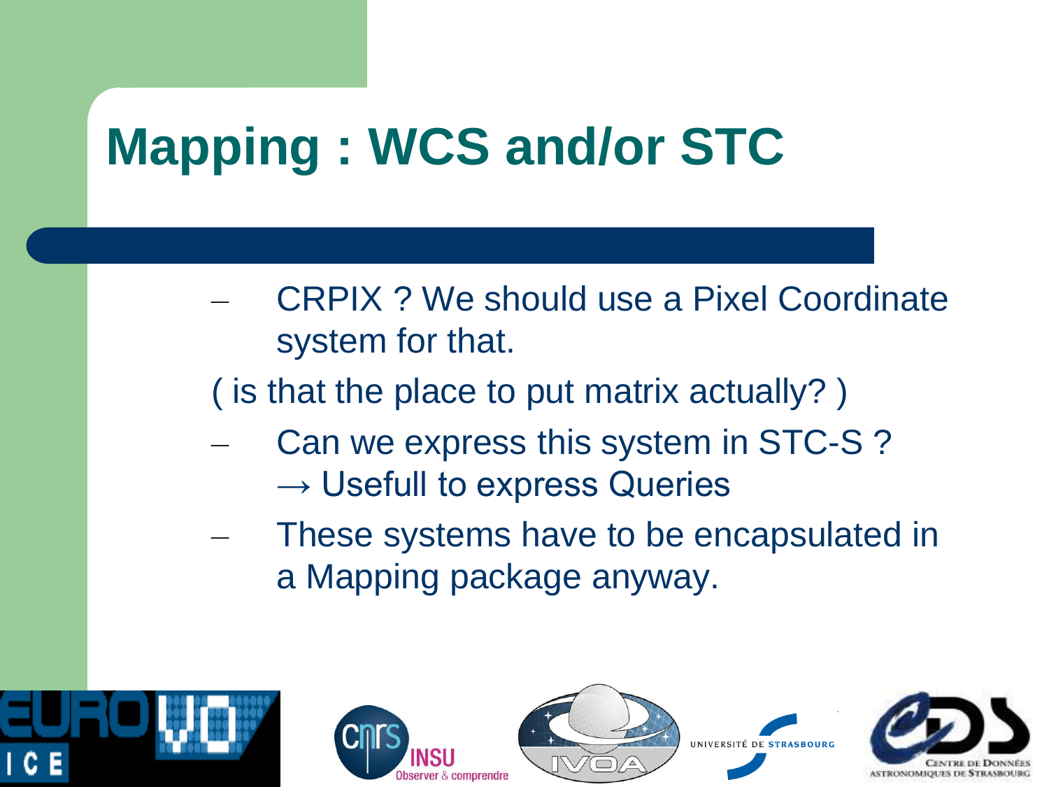# Mapping : WCS and/or STC

- CRPIX ? We should use a Pixel Coordinate system for that.

( is that the place to put matrix actually? )

- Can we express this system in STC-S ? → Usefull to express Queries
- These systems have to be encapsulated in a Mapping package anyway.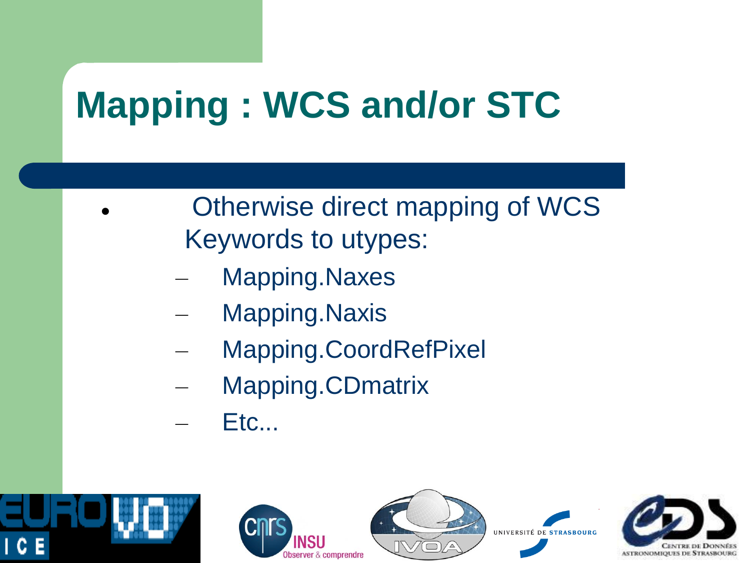# Mapping : WCS and/or STC

- Otherwise direct mapping of WCS Keywords to utypes:
  - Mapping.Naxes
  - Mapping.Naxis
  - Mapping.CoordRefPixel
  - Mapping.CDmatrix
  - Etc...